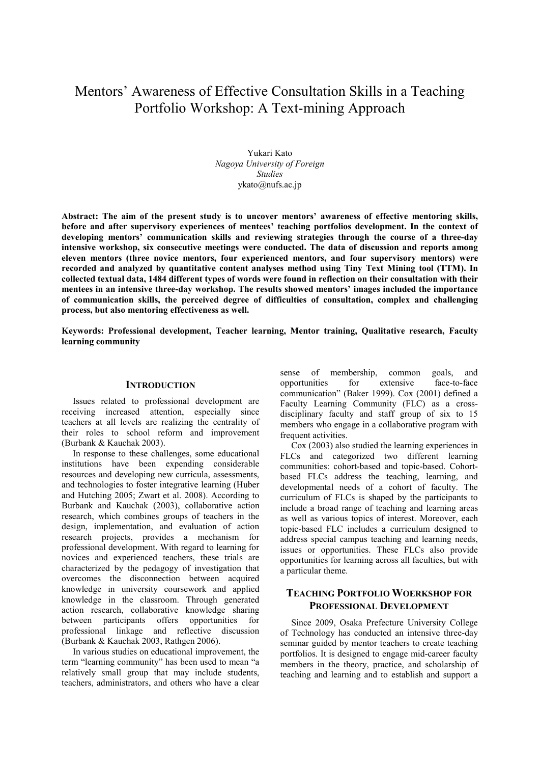# Mentors' Awareness of Effective Consultation Skills in a Teaching Portfolio Workshop: A Text-mining Approach

Yukari Kato
*Nagoya University of Foreign Studies*
ykato@nufs.ac.jp

**Abstract: The aim of the present study is to uncover mentors' awareness of effective mentoring skills, before and after supervisory experiences of mentees' teaching portfolios development. In the context of developing mentors' communication skills and reviewing strategies through the course of a three-day intensive workshop, six consecutive meetings were conducted. The data of discussion and reports among eleven mentors (three novice mentors, four experienced mentors, and four supervisory mentors) were recorded and analyzed by quantitative content analyses method using Tiny Text Mining tool (TTM). In collected textual data, 1484 different types of words were found in reflection on their consultation with their mentees in an intensive three-day workshop. The results showed mentors' images included the importance of communication skills, the perceived degree of difficulties of consultation, complex and challenging process, but also mentoring effectiveness as well.**

**Keywords: Professional development, Teacher learning, Mentor training, Qualitative research, Faculty learning community**

## INTRODUCTION

Issues related to professional development are receiving increased attention, especially since teachers at all levels are realizing the centrality of their roles to school reform and improvement (Burbank & Kauchak 2003).

In response to these challenges, some educational institutions have been expending considerable resources and developing new curricula, assessments, and technologies to foster integrative learning (Huber and Hutching 2005; Zwart et al. 2008). According to Burbank and Kauchak (2003), collaborative action research, which combines groups of teachers in the design, implementation, and evaluation of action research projects, provides a mechanism for professional development. With regard to learning for novices and experienced teachers, these trials are characterized by the pedagogy of investigation that overcomes the disconnection between acquired knowledge in university coursework and applied knowledge in the classroom. Through generated action research, collaborative knowledge sharing between participants offers opportunities for professional linkage and reflective discussion (Burbank & Kauchak 2003, Rathgen 2006).

In various studies on educational improvement, the term "learning community" has been used to mean "a relatively small group that may include students, teachers, administrators, and others who have a clear sense of membership, common goals, and opportunities for extensive face-to-face communication" (Baker 1999). Cox (2001) defined a Faculty Learning Community (FLC) as a cross-disciplinary faculty and staff group of six to 15 members who engage in a collaborative program with frequent activities.

Cox (2003) also studied the learning experiences in FLCs and categorized two different learning communities: cohort-based and topic-based. Cohort-based FLCs address the teaching, learning, and developmental needs of a cohort of faculty. The curriculum of FLCs is shaped by the participants to include a broad range of teaching and learning areas as well as various topics of interest. Moreover, each topic-based FLC includes a curriculum designed to address special campus teaching and learning needs, issues or opportunities. These FLCs also provide opportunities for learning across all faculties, but with a particular theme.

## TEACHING PORTFOLIO WOERKSHOP FOR PROFESSIONAL DEVELOPMENT

Since 2009, Osaka Prefecture University College of Technology has conducted an intensive three-day seminar guided by mentor teachers to create teaching portfolios. It is designed to engage mid-career faculty members in the theory, practice, and scholarship of teaching and learning and to establish and support a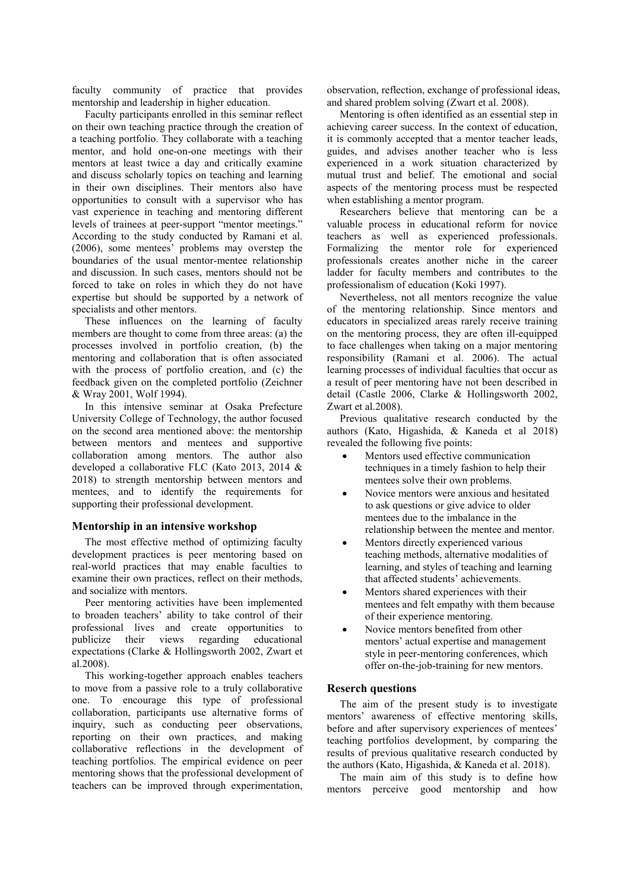faculty community of practice that provides mentorship and leadership in higher education.

Faculty participants enrolled in this seminar reflect on their own teaching practice through the creation of a teaching portfolio. They collaborate with a teaching mentor, and hold one-on-one meetings with their mentors at least twice a day and critically examine and discuss scholarly topics on teaching and learning in their own disciplines. Their mentors also have opportunities to consult with a supervisor who has vast experience in teaching and mentoring different levels of trainees at peer-support "mentor meetings." According to the study conducted by Ramani et al. (2006), some mentees' problems may overstep the boundaries of the usual mentor-mentee relationship and discussion. In such cases, mentors should not be forced to take on roles in which they do not have expertise but should be supported by a network of specialists and other mentors.

These influences on the learning of faculty members are thought to come from three areas: (a) the processes involved in portfolio creation, (b) the mentoring and collaboration that is often associated with the process of portfolio creation, and (c) the feedback given on the completed portfolio (Zeichner & Wray 2001, Wolf 1994).

In this intensive seminar at Osaka Prefecture University College of Technology, the author focused on the second area mentioned above: the mentorship between mentors and mentees and supportive collaboration among mentors. The author also developed a collaborative FLC (Kato 2013, 2014 & 2018) to strength mentorship between mentors and mentees, and to identify the requirements for supporting their professional development.

## Mentorship in an intensive workshop

The most effective method of optimizing faculty development practices is peer mentoring based on real-world practices that may enable faculties to examine their own practices, reflect on their methods, and socialize with mentors.

Peer mentoring activities have been implemented to broaden teachers' ability to take control of their professional lives and create opportunities to publicize their views regarding educational expectations (Clarke & Hollingsworth 2002, Zwart et al.2008).

This working-together approach enables teachers to move from a passive role to a truly collaborative one. To encourage this type of professional collaboration, participants use alternative forms of inquiry, such as conducting peer observations, reporting on their own practices, and making collaborative reflections in the development of teaching portfolios. The empirical evidence on peer mentoring shows that the professional development of teachers can be improved through experimentation, observation, reflection, exchange of professional ideas, and shared problem solving (Zwart et al. 2008).

Mentoring is often identified as an essential step in achieving career success. In the context of education, it is commonly accepted that a mentor teacher leads, guides, and advises another teacher who is less experienced in a work situation characterized by mutual trust and belief. The emotional and social aspects of the mentoring process must be respected when establishing a mentor program.

Researchers believe that mentoring can be a valuable process in educational reform for novice teachers as well as experienced professionals. Formalizing the mentor role for experienced professionals creates another niche in the career ladder for faculty members and contributes to the professionalism of education (Koki 1997).

Nevertheless, not all mentors recognize the value of the mentoring relationship. Since mentors and educators in specialized areas rarely receive training on the mentoring process, they are often ill-equipped to face challenges when taking on a major mentoring responsibility (Ramani et al. 2006). The actual learning processes of individual faculties that occur as a result of peer mentoring have not been described in detail (Castle 2006, Clarke & Hollingsworth 2002, Zwart et al.2008).

Previous qualitative research conducted by the authors (Kato, Higashida, & Kaneda et al 2018) revealed the following five points:

- Mentors used effective communication techniques in a timely fashion to help their mentees solve their own problems.
- Novice mentors were anxious and hesitated to ask questions or give advice to older mentees due to the imbalance in the relationship between the mentee and mentor.
- Mentors directly experienced various teaching methods, alternative modalities of learning, and styles of teaching and learning that affected students' achievements.
- Mentors shared experiences with their mentees and felt empathy with them because of their experience mentoring.
- Novice mentors benefited from other mentors' actual expertise and management style in peer-mentoring conferences, which offer on-the-job-training for new mentors.

## Reserch questions

The aim of the present study is to investigate mentors' awareness of effective mentoring skills, before and after supervisory experiences of mentees' teaching portfolios development, by comparing the results of previous qualitative research conducted by the authors (Kato, Higashida, & Kaneda et al. 2018).

The main aim of this study is to define how mentors perceive good mentorship and how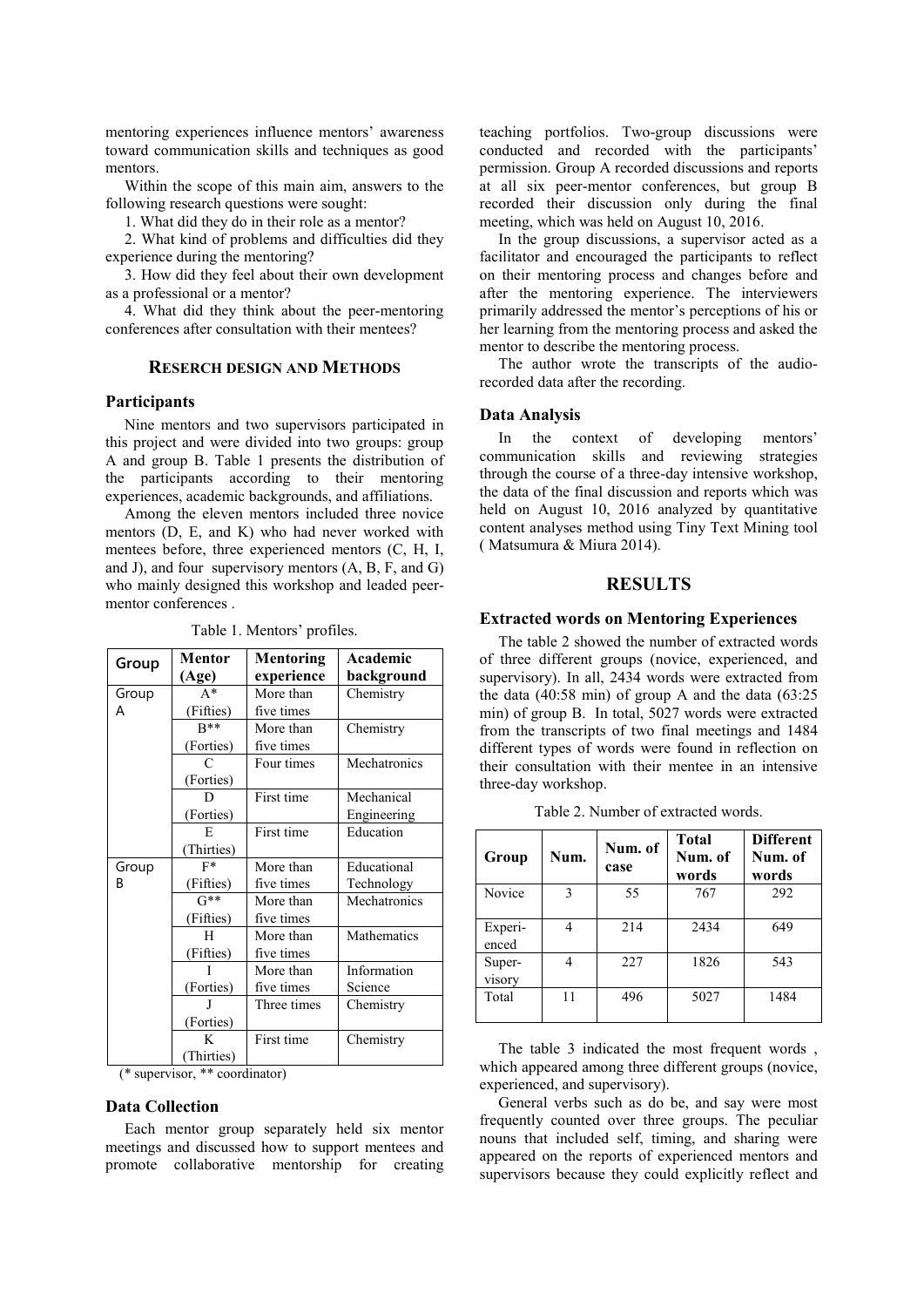mentoring experiences influence mentors' awareness toward communication skills and techniques as good mentors.

Within the scope of this main aim, answers to the following research questions were sought:

1. What did they do in their role as a mentor?
2. What kind of problems and difficulties did they experience during the mentoring?
3. How did they feel about their own development as a professional or a mentor?
4. What did they think about the peer-mentoring conferences after consultation with their mentees?

## RESERCH DESIGN AND METHODS

### Participants

Nine mentors and two supervisors participated in this project and were divided into two groups: group A and group B. Table 1 presents the distribution of the participants according to their mentoring experiences, academic backgrounds, and affiliations.

Among the eleven mentors included three novice mentors (D, E, and K) who had never worked with mentees before, three experienced mentors (C, H, I, and J), and four supervisory mentors (A, B, F, and G) who mainly designed this workshop and leaded peer-mentor conferences .

Table 1. Mentors' profiles.

| Group | Mentor (Age) | Mentoring experience | Academic background |
|---|---|---|---|
| Group A | A* (Fifties) | More than five times | Chemistry |
| | B** (Forties) | More than five times | Chemistry |
| | C (Forties) | Four times | Mechatronics |
| | D (Forties) | First time | Mechanical Engineering |
| | E (Thirties) | First time | Education |
| Group B | F* (Fifties) | More than five times | Educational Technology |
| | G** (Fifties) | More than five times | Mechatronics |
| | H (Fifties) | More than five times | Mathematics |
| | I (Forties) | More than five times | Information Science |
| | J (Forties) | Three times | Chemistry |
| | K (Thirties) | First time | Chemistry |

(* supervisor, ** coordinator)

### Data Collection

Each mentor group separately held six mentor meetings and discussed how to support mentees and promote collaborative mentorship for creating teaching portfolios. Two-group discussions were conducted and recorded with the participants' permission. Group A recorded discussions and reports at all six peer-mentor conferences, but group B recorded their discussion only during the final meeting, which was held on August 10, 2016.

In the group discussions, a supervisor acted as a facilitator and encouraged the participants to reflect on their mentoring process and changes before and after the mentoring experience. The interviewers primarily addressed the mentor's perceptions of his or her learning from the mentoring process and asked the mentor to describe the mentoring process.

The author wrote the transcripts of the audio-recorded data after the recording.

### Data Analysis

In the context of developing mentors' communication skills and reviewing strategies through the course of a three-day intensive workshop, the data of the final discussion and reports which was held on August 10, 2016 analyzed by quantitative content analyses method using Tiny Text Mining tool ( Matsumura & Miura 2014).

## RESULTS

### Extracted words on Mentoring Experiences

The table 2 showed the number of extracted words of three different groups (novice, experienced, and supervisory). In all, 2434 words were extracted from the data (40:58 min) of group A and the data (63:25 min) of group B. In total, 5027 words were extracted from the transcripts of two final meetings and 1484 different types of words were found in reflection on their consultation with their mentee in an intensive three-day workshop.

Table 2. Number of extracted words.

| Group | Num. | Num. of case | Total Num. of words | Different Num. of words |
|---|---|---|---|---|
| Novice | 3 | 55 | 767 | 292 |
| Experi-enced | 4 | 214 | 2434 | 649 |
| Super-visory | 4 | 227 | 1826 | 543 |
| Total | 11 | 496 | 5027 | 1484 |

The table 3 indicated the most frequent words , which appeared among three different groups (novice, experienced, and supervisory).

General verbs such as do be, and say were most frequently counted over three groups. The peculiar nouns that included self, timing, and sharing were appeared on the reports of experienced mentors and supervisors because they could explicitly reflect and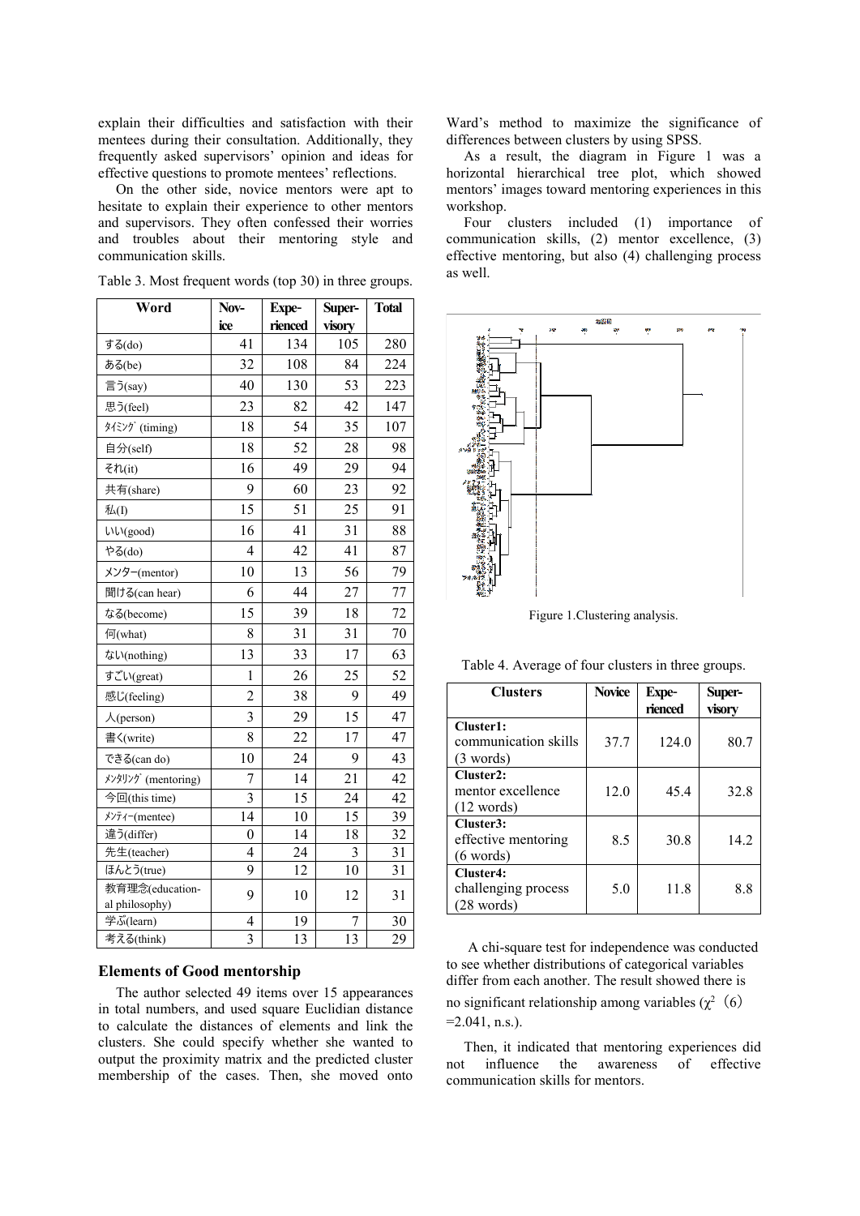explain their difficulties and satisfaction with their mentees during their consultation. Additionally, they frequently asked supervisors' opinion and ideas for effective questions to promote mentees' reflections.

On the other side, novice mentors were apt to hesitate to explain their experience to other mentors and supervisors. They often confessed their worries and troubles about their mentoring style and communication skills.

Table 3. Most frequent words (top 30) in three groups.

| Word | Nov-ice | Expe-rienced | Super-visory | Total |
|---|---|---|---|---|
| する(do) | 41 | 134 | 105 | 280 |
| ある(be) | 32 | 108 | 84 | 224 |
| 言う(say) | 40 | 130 | 53 | 223 |
| 思う(feel) | 23 | 82 | 42 | 147 |
| ﾀｲﾐﾝｸﾞ (timing) | 18 | 54 | 35 | 107 |
| 自分(self) | 18 | 52 | 28 | 98 |
| それ(it) | 16 | 49 | 29 | 94 |
| 共有(share) | 9 | 60 | 23 | 92 |
| 私(I) | 15 | 51 | 25 | 91 |
| いい(good) | 16 | 41 | 31 | 88 |
| やる(do) | 4 | 42 | 41 | 87 |
| メンター(mentor) | 10 | 13 | 56 | 79 |
| 聞ける(can hear) | 6 | 44 | 27 | 77 |
| なる(become) | 15 | 39 | 18 | 72 |
| 何(what) | 8 | 31 | 31 | 70 |
| ない(nothing) | 13 | 33 | 17 | 63 |
| すごい(great) | 1 | 26 | 25 | 52 |
| 感じ(feeling) | 2 | 38 | 9 | 49 |
| 人(person) | 3 | 29 | 15 | 47 |
| 書く(write) | 8 | 22 | 17 | 47 |
| できる(can do) | 10 | 24 | 9 | 43 |
| ﾒﾝﾀﾘﾝｸﾞ (mentoring) | 7 | 14 | 21 | 42 |
| 今回(this time) | 3 | 15 | 24 | 42 |
| ﾒﾝﾃｨｰ(mentee) | 14 | 10 | 15 | 39 |
| 違う(differ) | 0 | 14 | 18 | 32 |
| 先生(teacher) | 4 | 24 | 3 | 31 |
| ほんと(true) | 9 | 12 | 10 | 31 |
| 教育理念(educational philosophy) | 9 | 10 | 12 | 31 |
| 学ぶ(learn) | 4 | 19 | 7 | 30 |
| 考える(think) | 3 | 13 | 13 | 29 |

## Elements of Good mentorship

The author selected 49 items over 15 appearances in total numbers, and used square Euclidian distance to calculate the distances of elements and link the clusters. She could specify whether she wanted to output the proximity matrix and the predicted cluster membership of the cases. Then, she moved onto Ward's method to maximize the significance of differences between clusters by using SPSS.

As a result, the diagram in Figure 1 was a horizontal hierarchical tree plot, which showed mentors' images toward mentoring experiences in this workshop.

Four clusters included (1) importance of communication skills, (2) mentor excellence, (3) effective mentoring, but also (4) challenging process as well.

Figure 1.Clustering analysis.

Table 4. Average of four clusters in three groups.

| Clusters | Novice | Expe-rienced | Super-visory |
|---|---|---|---|
| **Cluster1:** communication skills (3 words) | 37.7 | 124.0 | 80.7 |
| **Cluster2:** mentor excellence (12 words) | 12.0 | 45.4 | 32.8 |
| **Cluster3:** effective mentoring (6 words) | 8.5 | 30.8 | 14.2 |
| **Cluster4:** challenging process (28 words) | 5.0 | 11.8 | 8.8 |

A chi-square test for independence was conducted to see whether distributions of categorical variables differ from each another. The result showed there is no significant relationship among variables ($\chi^2$ (6) =2.041, n.s.).

Then, it indicated that mentoring experiences did not influence the awareness of effective communication skills for mentors.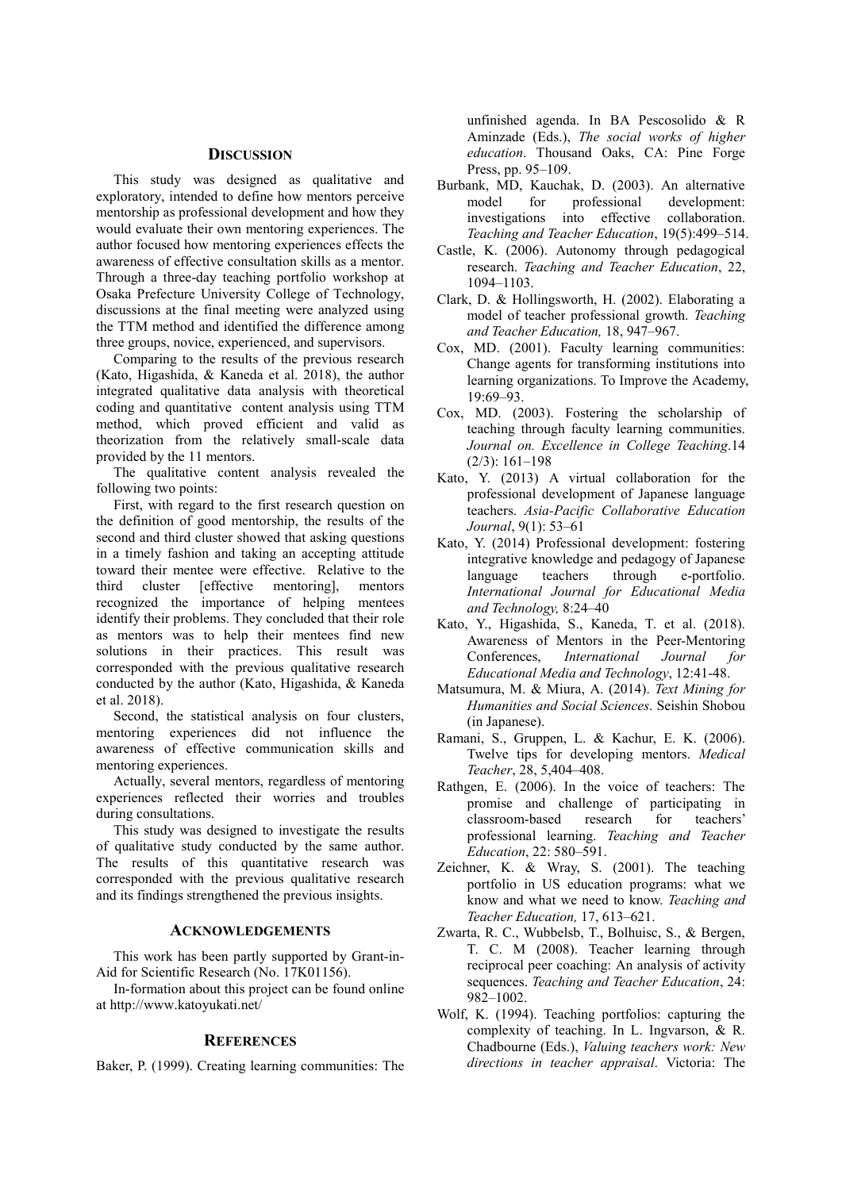## DISCUSSION

This study was designed as qualitative and exploratory, intended to define how mentors perceive mentorship as professional development and how they would evaluate their own mentoring experiences. The author focused how mentoring experiences effects the awareness of effective consultation skills as a mentor. Through a three-day teaching portfolio workshop at Osaka Prefecture University College of Technology, discussions at the final meeting were analyzed using the TTM method and identified the difference among three groups, novice, experienced, and supervisors.

Comparing to the results of the previous research (Kato, Higashida, & Kaneda et al. 2018), the author integrated qualitative data analysis with theoretical coding and quantitative content analysis using TTM method, which proved efficient and valid as theorization from the relatively small-scale data provided by the 11 mentors.

The qualitative content analysis revealed the following two points:

First, with regard to the first research question on the definition of good mentorship, the results of the second and third cluster showed that asking questions in a timely fashion and taking an accepting attitude toward their mentee were effective. Relative to the third cluster [effective mentoring], mentors recognized the importance of helping mentees identify their problems. They concluded that their role as mentors was to help their mentees find new solutions in their practices. This result was corresponded with the previous qualitative research conducted by the author (Kato, Higashida, & Kaneda et al. 2018).

Second, the statistical analysis on four clusters, mentoring experiences did not influence the awareness of effective communication skills and mentoring experiences.

Actually, several mentors, regardless of mentoring experiences reflected their worries and troubles during consultations.

This study was designed to investigate the results of qualitative study conducted by the same author. The results of this quantitative research was corresponded with the previous qualitative research and its findings strengthened the previous insights.

## ACKNOWLEDGEMENTS

This work has been partly supported by Grant-in-Aid for Scientific Research (No. 17K01156).

In-formation about this project can be found online at http://www.katoyukati.net/

## REFERENCES

Baker, P. (1999). Creating learning communities: The unfinished agenda. In BA Pescosolido & R Aminzade (Eds.), *The social works of higher education*. Thousand Oaks, CA: Pine Forge Press, pp. 95–109.

Burbank, MD, Kauchak, D. (2003). An alternative model for professional development: investigations into effective collaboration. *Teaching and Teacher Education*, 19(5):499–514.

Castle, K. (2006). Autonomy through pedagogical research. *Teaching and Teacher Education*, 22, 1094–1103.

Clark, D. & Hollingsworth, H. (2002). Elaborating a model of teacher professional growth. *Teaching and Teacher Education,* 18, 947–967.

Cox, MD. (2001). Faculty learning communities: Change agents for transforming institutions into learning organizations. To Improve the Academy, 19:69–93.

Cox, MD. (2003). Fostering the scholarship of teaching through faculty learning communities. *Journal on. Excellence in College Teaching*.14 (2/3): 161–198

Kato, Y. (2013) A virtual collaboration for the professional development of Japanese language teachers. *Asia-Pacific Collaborative Education Journal*, 9(1): 53–61

Kato, Y. (2014) Professional development: fostering integrative knowledge and pedagogy of Japanese language teachers through e-portfolio. *International Journal for Educational Media and Technology,* 8:24–40

Kato, Y., Higashida, S., Kaneda, T. et al. (2018). Awareness of Mentors in the Peer-Mentoring Conferences, *International Journal for Educational Media and Technology*, 12:41-48.

Matsumura, M. & Miura, A. (2014). *Text Mining for Humanities and Social Sciences*. Seishin Shobou (in Japanese).

Ramani, S., Gruppen, L. & Kachur, E. K. (2006). Twelve tips for developing mentors. *Medical Teacher*, 28, 5,404–408.

Rathgen, E. (2006). In the voice of teachers: The promise and challenge of participating in classroom-based research for teachers' professional learning. *Teaching and Teacher Education*, 22: 580–591.

Zeichner, K. & Wray, S. (2001). The teaching portfolio in US education programs: what we know and what we need to know. *Teaching and Teacher Education,* 17, 613–621.

Zwarta, R. C., Wubbelsb, T., Bolhuisc, S., & Bergen, T. C. M (2008). Teacher learning through reciprocal peer coaching: An analysis of activity sequences. *Teaching and Teacher Education*, 24: 982–1002.

Wolf, K. (1994). Teaching portfolios: capturing the complexity of teaching. In L. Ingvarson, & R. Chadbourne (Eds.), *Valuing teachers work: New directions in teacher appraisal*. Victoria: The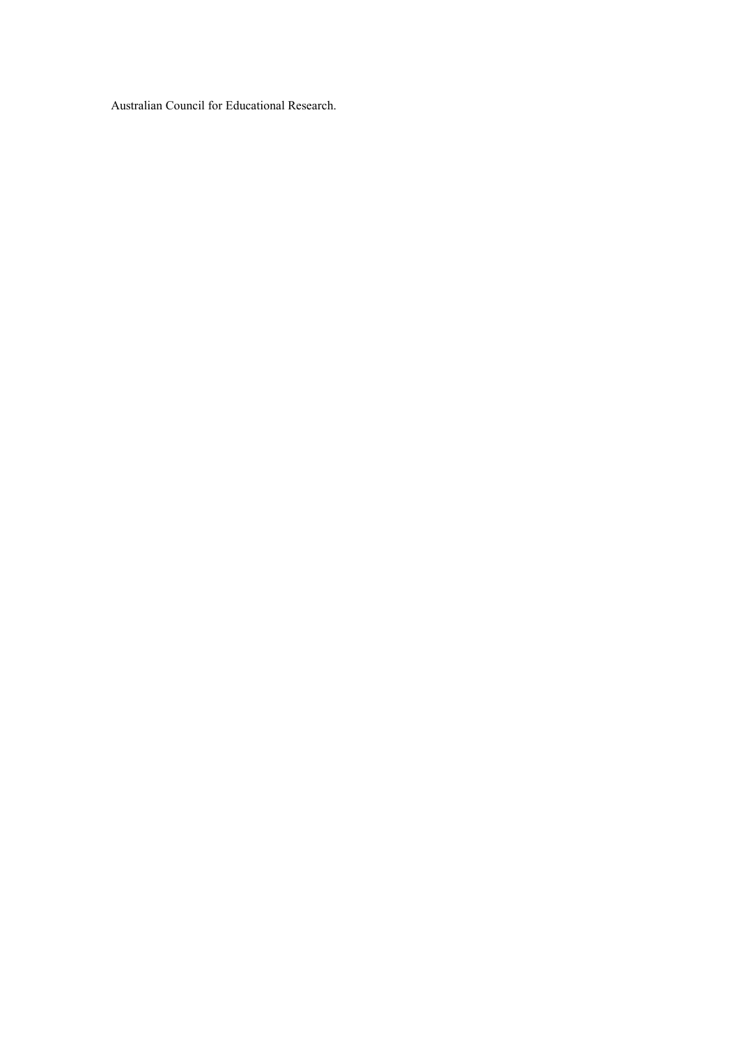Australian Council for Educational Research.